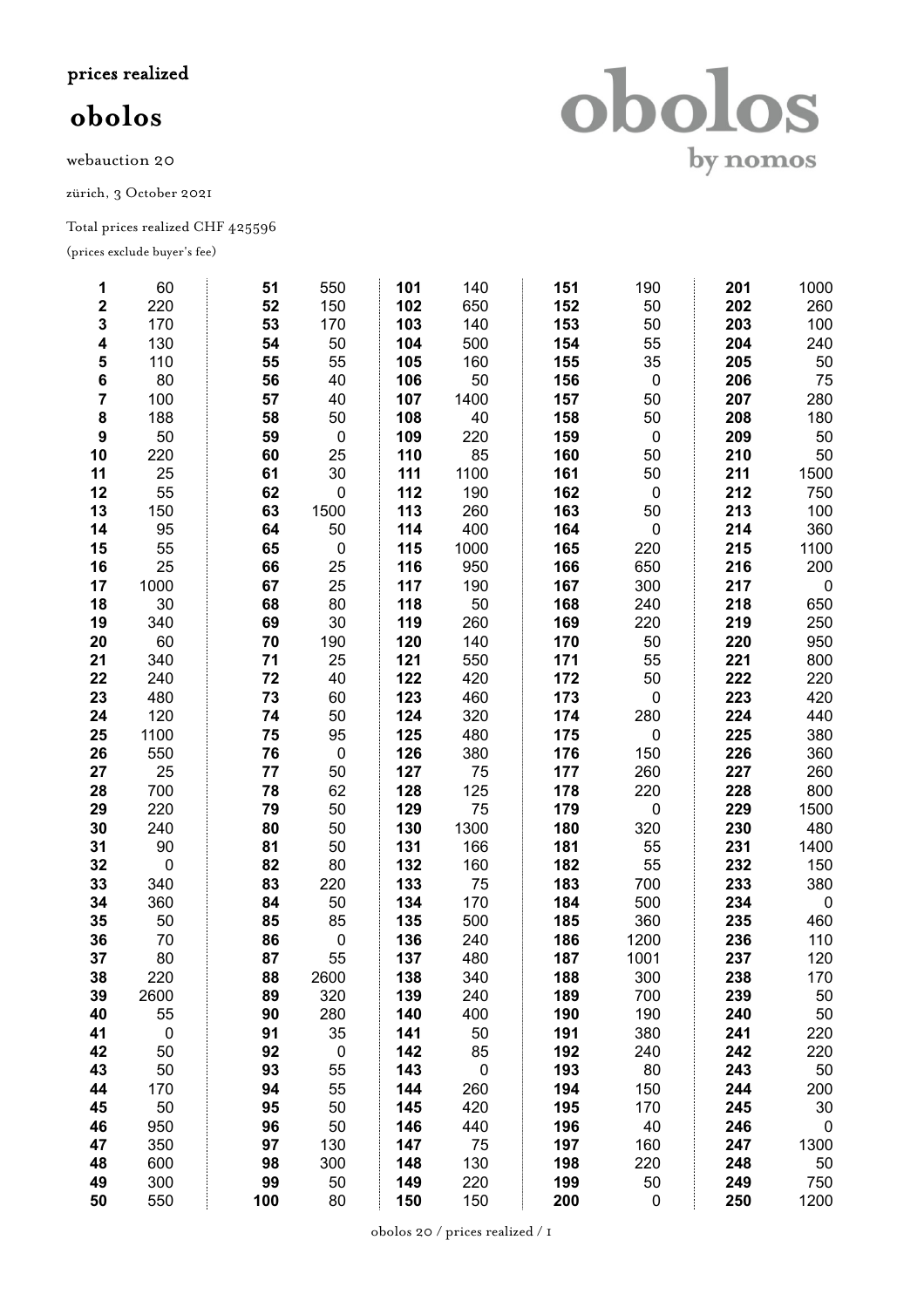prices realized

# obolos

webauction 20

zürich, 3 October 2021

Total prices realized CHF 425596

(prices exclude buyer's fee)

obolos by nomos

| Lot | Price | Lot | Price | Lot | Price | Lot | Price | Lot | Price |
|---|---|---|---|---|---|---|---|---|---|
| **1** | 60 | **51** | 550 | **101** | 140 | **151** | 190 | **201** | 1000 |
| **2** | 220 | **52** | 150 | **102** | 650 | **152** | 50 | **202** | 260 |
| **3** | 170 | **53** | 170 | **103** | 140 | **153** | 50 | **203** | 100 |
| **4** | 130 | **54** | 50 | **104** | 500 | **154** | 55 | **204** | 240 |
| **5** | 110 | **55** | 55 | **105** | 160 | **155** | 35 | **205** | 50 |
| **6** | 80 | **56** | 40 | **106** | 50 | **156** | 0 | **206** | 75 |
| **7** | 100 | **57** | 40 | **107** | 1400 | **157** | 50 | **207** | 280 |
| **8** | 188 | **58** | 50 | **108** | 40 | **158** | 50 | **208** | 180 |
| **9** | 50 | **59** | 0 | **109** | 220 | **159** | 0 | **209** | 50 |
| **10** | 220 | **60** | 25 | **110** | 85 | **160** | 50 | **210** | 50 |
| **11** | 25 | **61** | 30 | **111** | 1100 | **161** | 50 | **211** | 1500 |
| **12** | 55 | **62** | 0 | **112** | 190 | **162** | 0 | **212** | 750 |
| **13** | 150 | **63** | 1500 | **113** | 260 | **163** | 50 | **213** | 100 |
| **14** | 95 | **64** | 50 | **114** | 400 | **164** | 0 | **214** | 360 |
| **15** | 55 | **65** | 0 | **115** | 1000 | **165** | 220 | **215** | 1100 |
| **16** | 25 | **66** | 25 | **116** | 950 | **166** | 650 | **216** | 200 |
| **17** | 1000 | **67** | 25 | **117** | 190 | **167** | 300 | **217** | 0 |
| **18** | 30 | **68** | 80 | **118** | 50 | **168** | 240 | **218** | 650 |
| **19** | 340 | **69** | 30 | **119** | 260 | **169** | 220 | **219** | 250 |
| **20** | 60 | **70** | 190 | **120** | 140 | **170** | 50 | **220** | 950 |
| **21** | 340 | **71** | 25 | **121** | 550 | **171** | 55 | **221** | 800 |
| **22** | 240 | **72** | 40 | **122** | 420 | **172** | 50 | **222** | 220 |
| **23** | 480 | **73** | 60 | **123** | 460 | **173** | 0 | **223** | 420 |
| **24** | 120 | **74** | 50 | **124** | 320 | **174** | 280 | **224** | 440 |
| **25** | 1100 | **75** | 95 | **125** | 480 | **175** | 0 | **225** | 380 |
| **26** | 550 | **76** | 0 | **126** | 380 | **176** | 150 | **226** | 360 |
| **27** | 25 | **77** | 50 | **127** | 75 | **177** | 260 | **227** | 260 |
| **28** | 700 | **78** | 62 | **128** | 125 | **178** | 220 | **228** | 800 |
| **29** | 220 | **79** | 50 | **129** | 75 | **179** | 0 | **229** | 1500 |
| **30** | 240 | **80** | 50 | **130** | 1300 | **180** | 320 | **230** | 480 |
| **31** | 90 | **81** | 50 | **131** | 166 | **181** | 55 | **231** | 1400 |
| **32** | 0 | **82** | 80 | **132** | 160 | **182** | 55 | **232** | 150 |
| **33** | 340 | **83** | 220 | **133** | 75 | **183** | 700 | **233** | 380 |
| **34** | 360 | **84** | 50 | **134** | 170 | **184** | 500 | **234** | 0 |
| **35** | 50 | **85** | 85 | **135** | 500 | **185** | 360 | **235** | 460 |
| **36** | 70 | **86** | 0 | **136** | 240 | **186** | 1200 | **236** | 110 |
| **37** | 80 | **87** | 55 | **137** | 480 | **187** | 1001 | **237** | 120 |
| **38** | 220 | **88** | 2600 | **138** | 340 | **188** | 300 | **238** | 170 |
| **39** | 2600 | **89** | 320 | **139** | 240 | **189** | 700 | **239** | 50 |
| **40** | 55 | **90** | 280 | **140** | 400 | **190** | 190 | **240** | 50 |
| **41** | 0 | **91** | 35 | **141** | 50 | **191** | 380 | **241** | 220 |
| **42** | 50 | **92** | 0 | **142** | 85 | **192** | 240 | **242** | 220 |
| **43** | 50 | **93** | 55 | **143** | 0 | **193** | 80 | **243** | 50 |
| **44** | 170 | **94** | 55 | **144** | 260 | **194** | 150 | **244** | 200 |
| **45** | 50 | **95** | 50 | **145** | 420 | **195** | 170 | **245** | 30 |
| **46** | 950 | **96** | 50 | **146** | 440 | **196** | 40 | **246** | 0 |
| **47** | 350 | **97** | 130 | **147** | 75 | **197** | 160 | **247** | 1300 |
| **48** | 600 | **98** | 300 | **148** | 130 | **198** | 220 | **248** | 50 |
| **49** | 300 | **99** | 50 | **149** | 220 | **199** | 50 | **249** | 750 |
| **50** | 550 | **100** | 80 | **150** | 150 | **200** | 0 | **250** | 1200 |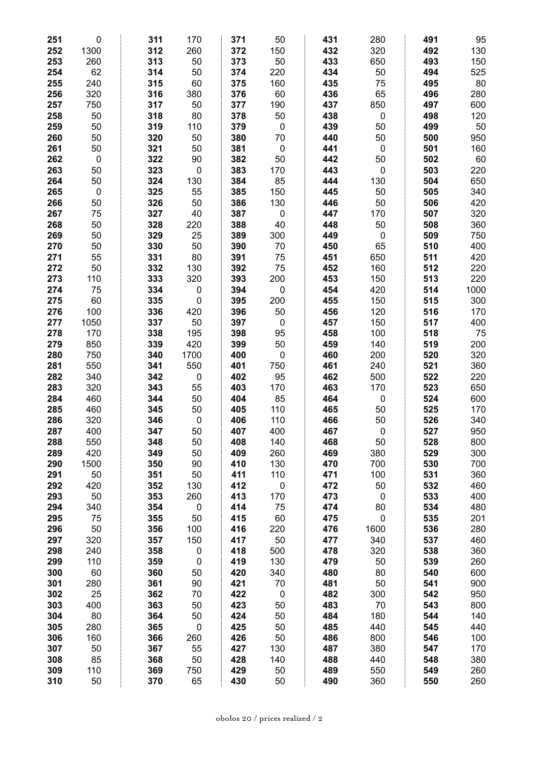| Lot | Price | Lot | Price | Lot | Price | Lot | Price | Lot | Price |
|---|---|---|---|---|---|---|---|---|---|
| 251 | 0 | 311 | 170 | 371 | 50 | 431 | 280 | 491 | 95 |
| 252 | 1300 | 312 | 260 | 372 | 150 | 432 | 320 | 492 | 130 |
| 253 | 260 | 313 | 50 | 373 | 50 | 433 | 650 | 493 | 150 |
| 254 | 62 | 314 | 50 | 374 | 220 | 434 | 50 | 494 | 525 |
| 255 | 240 | 315 | 60 | 375 | 160 | 435 | 75 | 495 | 80 |
| 256 | 320 | 316 | 380 | 376 | 60 | 436 | 65 | 496 | 280 |
| 257 | 750 | 317 | 50 | 377 | 190 | 437 | 850 | 497 | 600 |
| 258 | 50 | 318 | 80 | 378 | 50 | 438 | 0 | 498 | 120 |
| 259 | 50 | 319 | 110 | 379 | 0 | 439 | 50 | 499 | 50 |
| 260 | 50 | 320 | 50 | 380 | 70 | 440 | 50 | 500 | 950 |
| 261 | 50 | 321 | 50 | 381 | 0 | 441 | 0 | 501 | 160 |
| 262 | 0 | 322 | 90 | 382 | 50 | 442 | 50 | 502 | 60 |
| 263 | 50 | 323 | 0 | 383 | 170 | 443 | 0 | 503 | 220 |
| 264 | 50 | 324 | 130 | 384 | 85 | 444 | 130 | 504 | 650 |
| 265 | 0 | 325 | 55 | 385 | 150 | 445 | 50 | 505 | 340 |
| 266 | 50 | 326 | 50 | 386 | 130 | 446 | 50 | 506 | 420 |
| 267 | 75 | 327 | 40 | 387 | 0 | 447 | 170 | 507 | 320 |
| 268 | 50 | 328 | 220 | 388 | 40 | 448 | 50 | 508 | 360 |
| 269 | 50 | 329 | 25 | 389 | 300 | 449 | 0 | 509 | 750 |
| 270 | 50 | 330 | 50 | 390 | 70 | 450 | 65 | 510 | 400 |
| 271 | 55 | 331 | 80 | 391 | 75 | 451 | 650 | 511 | 420 |
| 272 | 50 | 332 | 130 | 392 | 75 | 452 | 160 | 512 | 220 |
| 273 | 110 | 333 | 320 | 393 | 200 | 453 | 150 | 513 | 220 |
| 274 | 75 | 334 | 0 | 394 | 0 | 454 | 420 | 514 | 1000 |
| 275 | 60 | 335 | 0 | 395 | 200 | 455 | 150 | 515 | 300 |
| 276 | 100 | 336 | 420 | 396 | 50 | 456 | 120 | 516 | 170 |
| 277 | 1050 | 337 | 50 | 397 | 0 | 457 | 150 | 517 | 400 |
| 278 | 170 | 338 | 195 | 398 | 95 | 458 | 100 | 518 | 75 |
| 279 | 850 | 339 | 420 | 399 | 50 | 459 | 140 | 519 | 200 |
| 280 | 750 | 340 | 1700 | 400 | 0 | 460 | 200 | 520 | 320 |
| 281 | 550 | 341 | 550 | 401 | 750 | 461 | 240 | 521 | 360 |
| 282 | 340 | 342 | 0 | 402 | 95 | 462 | 500 | 522 | 220 |
| 283 | 320 | 343 | 55 | 403 | 170 | 463 | 170 | 523 | 650 |
| 284 | 460 | 344 | 50 | 404 | 85 | 464 | 0 | 524 | 600 |
| 285 | 460 | 345 | 50 | 405 | 110 | 465 | 50 | 525 | 170 |
| 286 | 320 | 346 | 0 | 406 | 110 | 466 | 50 | 526 | 340 |
| 287 | 400 | 347 | 50 | 407 | 400 | 467 | 0 | 527 | 950 |
| 288 | 550 | 348 | 50 | 408 | 140 | 468 | 50 | 528 | 800 |
| 289 | 420 | 349 | 50 | 409 | 260 | 469 | 380 | 529 | 300 |
| 290 | 1500 | 350 | 90 | 410 | 130 | 470 | 700 | 530 | 700 |
| 291 | 50 | 351 | 50 | 411 | 110 | 471 | 100 | 531 | 360 |
| 292 | 420 | 352 | 130 | 412 | 0 | 472 | 50 | 532 | 460 |
| 293 | 50 | 353 | 260 | 413 | 170 | 473 | 0 | 533 | 400 |
| 294 | 340 | 354 | 0 | 414 | 75 | 474 | 80 | 534 | 480 |
| 295 | 75 | 355 | 50 | 415 | 60 | 475 | 0 | 535 | 201 |
| 296 | 50 | 356 | 100 | 416 | 220 | 476 | 1600 | 536 | 280 |
| 297 | 320 | 357 | 150 | 417 | 50 | 477 | 340 | 537 | 460 |
| 298 | 240 | 358 | 0 | 418 | 500 | 478 | 320 | 538 | 360 |
| 299 | 110 | 359 | 0 | 419 | 130 | 479 | 50 | 539 | 260 |
| 300 | 60 | 360 | 50 | 420 | 340 | 480 | 80 | 540 | 600 |
| 301 | 280 | 361 | 90 | 421 | 70 | 481 | 50 | 541 | 900 |
| 302 | 25 | 362 | 70 | 422 | 0 | 482 | 300 | 542 | 950 |
| 303 | 400 | 363 | 50 | 423 | 50 | 483 | 70 | 543 | 800 |
| 304 | 80 | 364 | 50 | 424 | 50 | 484 | 180 | 544 | 140 |
| 305 | 280 | 365 | 0 | 425 | 50 | 485 | 440 | 545 | 440 |
| 306 | 160 | 366 | 260 | 426 | 50 | 486 | 800 | 546 | 100 |
| 307 | 50 | 367 | 55 | 427 | 130 | 487 | 380 | 547 | 170 |
| 308 | 85 | 368 | 50 | 428 | 140 | 488 | 440 | 548 | 380 |
| 309 | 110 | 369 | 750 | 429 | 50 | 489 | 550 | 549 | 260 |
| 310 | 50 | 370 | 65 | 430 | 50 | 490 | 360 | 550 | 260 |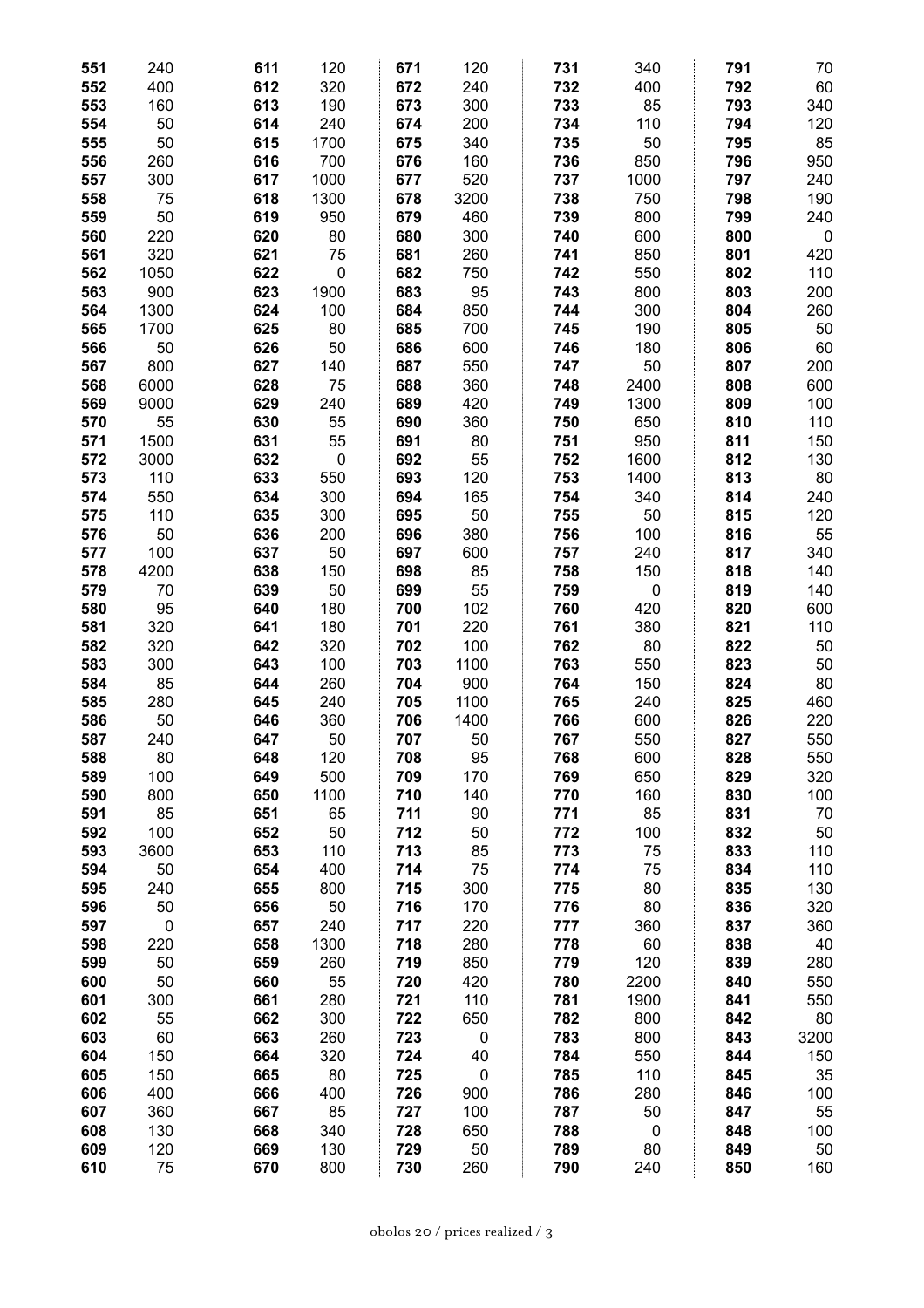| Lot | Price | Lot | Price | Lot | Price | Lot | Price | Lot | Price |
|---|---|---|---|---|---|---|---|---|---|
| 551 | 240 | 611 | 120 | 671 | 120 | 731 | 340 | 791 | 70 |
| 552 | 400 | 612 | 320 | 672 | 240 | 732 | 400 | 792 | 60 |
| 553 | 160 | 613 | 190 | 673 | 300 | 733 | 85 | 793 | 340 |
| 554 | 50 | 614 | 240 | 674 | 200 | 734 | 110 | 794 | 120 |
| 555 | 50 | 615 | 1700 | 675 | 340 | 735 | 50 | 795 | 85 |
| 556 | 260 | 616 | 700 | 676 | 160 | 736 | 850 | 796 | 950 |
| 557 | 300 | 617 | 1000 | 677 | 520 | 737 | 1000 | 797 | 240 |
| 558 | 75 | 618 | 1300 | 678 | 3200 | 738 | 750 | 798 | 190 |
| 559 | 50 | 619 | 950 | 679 | 460 | 739 | 800 | 799 | 240 |
| 560 | 220 | 620 | 80 | 680 | 300 | 740 | 600 | 800 | 0 |
| 561 | 320 | 621 | 75 | 681 | 260 | 741 | 850 | 801 | 420 |
| 562 | 1050 | 622 | 0 | 682 | 750 | 742 | 550 | 802 | 110 |
| 563 | 900 | 623 | 1900 | 683 | 95 | 743 | 800 | 803 | 200 |
| 564 | 1300 | 624 | 100 | 684 | 850 | 744 | 300 | 804 | 260 |
| 565 | 1700 | 625 | 80 | 685 | 700 | 745 | 190 | 805 | 50 |
| 566 | 50 | 626 | 50 | 686 | 600 | 746 | 180 | 806 | 60 |
| 567 | 800 | 627 | 140 | 687 | 550 | 747 | 50 | 807 | 200 |
| 568 | 6000 | 628 | 75 | 688 | 360 | 748 | 2400 | 808 | 600 |
| 569 | 9000 | 629 | 240 | 689 | 420 | 749 | 1300 | 809 | 100 |
| 570 | 55 | 630 | 55 | 690 | 360 | 750 | 650 | 810 | 110 |
| 571 | 1500 | 631 | 55 | 691 | 80 | 751 | 950 | 811 | 150 |
| 572 | 3000 | 632 | 0 | 692 | 55 | 752 | 1600 | 812 | 130 |
| 573 | 110 | 633 | 550 | 693 | 120 | 753 | 1400 | 813 | 80 |
| 574 | 550 | 634 | 300 | 694 | 165 | 754 | 340 | 814 | 240 |
| 575 | 110 | 635 | 300 | 695 | 50 | 755 | 50 | 815 | 120 |
| 576 | 50 | 636 | 200 | 696 | 380 | 756 | 100 | 816 | 55 |
| 577 | 100 | 637 | 50 | 697 | 600 | 757 | 240 | 817 | 340 |
| 578 | 4200 | 638 | 150 | 698 | 85 | 758 | 150 | 818 | 140 |
| 579 | 70 | 639 | 50 | 699 | 55 | 759 | 0 | 819 | 140 |
| 580 | 95 | 640 | 180 | 700 | 102 | 760 | 420 | 820 | 600 |
| 581 | 320 | 641 | 180 | 701 | 220 | 761 | 380 | 821 | 110 |
| 582 | 320 | 642 | 320 | 702 | 100 | 762 | 80 | 822 | 50 |
| 583 | 300 | 643 | 100 | 703 | 1100 | 763 | 550 | 823 | 50 |
| 584 | 85 | 644 | 260 | 704 | 900 | 764 | 150 | 824 | 80 |
| 585 | 280 | 645 | 240 | 705 | 1100 | 765 | 240 | 825 | 460 |
| 586 | 50 | 646 | 360 | 706 | 1400 | 766 | 600 | 826 | 220 |
| 587 | 240 | 647 | 50 | 707 | 50 | 767 | 550 | 827 | 550 |
| 588 | 80 | 648 | 120 | 708 | 95 | 768 | 600 | 828 | 550 |
| 589 | 100 | 649 | 500 | 709 | 170 | 769 | 650 | 829 | 320 |
| 590 | 800 | 650 | 1100 | 710 | 140 | 770 | 160 | 830 | 100 |
| 591 | 85 | 651 | 65 | 711 | 90 | 771 | 85 | 831 | 70 |
| 592 | 100 | 652 | 50 | 712 | 50 | 772 | 100 | 832 | 50 |
| 593 | 3600 | 653 | 110 | 713 | 85 | 773 | 75 | 833 | 110 |
| 594 | 50 | 654 | 400 | 714 | 75 | 774 | 75 | 834 | 110 |
| 595 | 240 | 655 | 800 | 715 | 300 | 775 | 80 | 835 | 130 |
| 596 | 50 | 656 | 50 | 716 | 170 | 776 | 80 | 836 | 320 |
| 597 | 0 | 657 | 240 | 717 | 220 | 777 | 360 | 837 | 360 |
| 598 | 220 | 658 | 1300 | 718 | 280 | 778 | 60 | 838 | 40 |
| 599 | 50 | 659 | 260 | 719 | 850 | 779 | 120 | 839 | 280 |
| 600 | 50 | 660 | 55 | 720 | 420 | 780 | 2200 | 840 | 550 |
| 601 | 300 | 661 | 280 | 721 | 110 | 781 | 1900 | 841 | 550 |
| 602 | 55 | 662 | 300 | 722 | 650 | 782 | 800 | 842 | 80 |
| 603 | 60 | 663 | 260 | 723 | 0 | 783 | 800 | 843 | 3200 |
| 604 | 150 | 664 | 320 | 724 | 40 | 784 | 550 | 844 | 150 |
| 605 | 150 | 665 | 80 | 725 | 0 | 785 | 110 | 845 | 35 |
| 606 | 400 | 666 | 400 | 726 | 900 | 786 | 280 | 846 | 100 |
| 607 | 360 | 667 | 85 | 727 | 100 | 787 | 50 | 847 | 55 |
| 608 | 130 | 668 | 340 | 728 | 650 | 788 | 0 | 848 | 100 |
| 609 | 120 | 669 | 130 | 729 | 50 | 789 | 80 | 849 | 50 |
| 610 | 75 | 670 | 800 | 730 | 260 | 790 | 240 | 850 | 160 |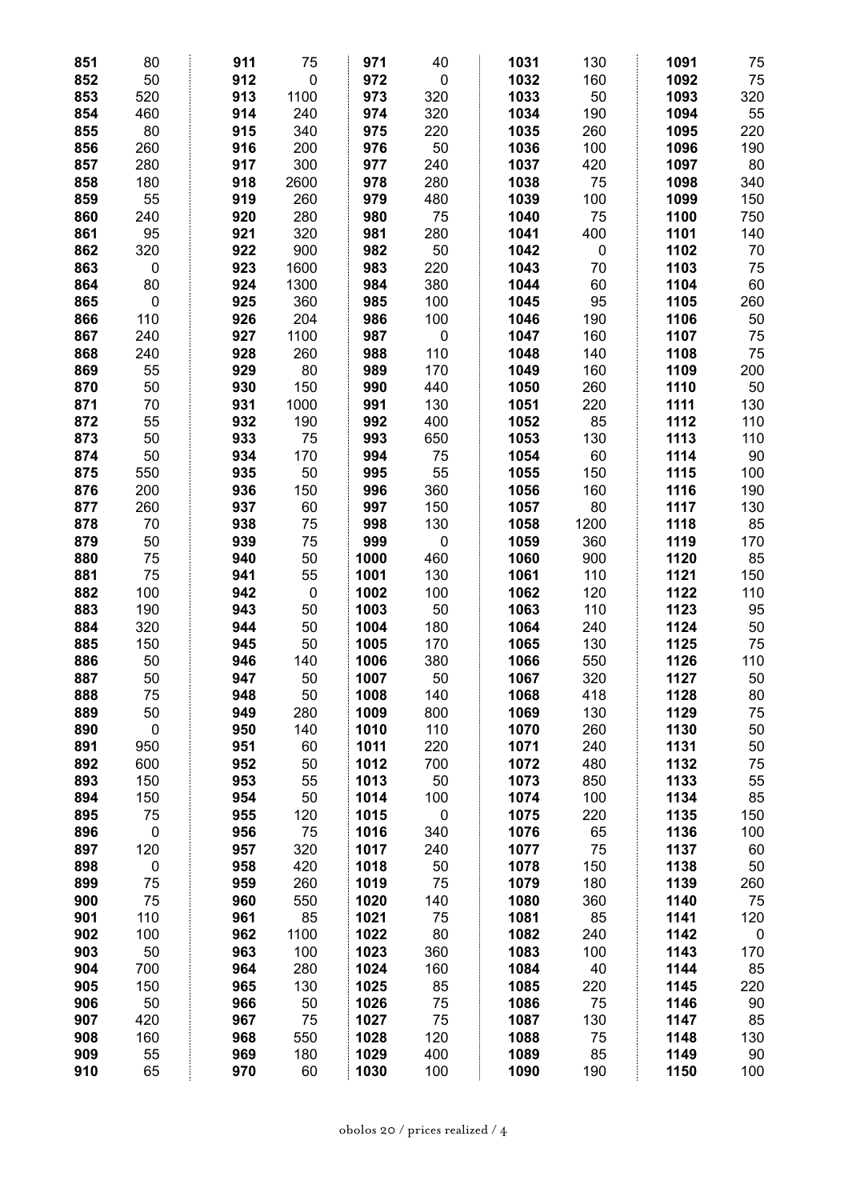| Lot | Price | Lot | Price | Lot | Price | Lot | Price | Lot | Price |
|---|---|---|---|---|---|---|---|---|---|
| **851** | 80 | **911** | 75 | **971** | 40 | **1031** | 130 | **1091** | 75 |
| **852** | 50 | **912** | 0 | **972** | 0 | **1032** | 160 | **1092** | 75 |
| **853** | 520 | **913** | 1100 | **973** | 320 | **1033** | 50 | **1093** | 320 |
| **854** | 460 | **914** | 240 | **974** | 320 | **1034** | 190 | **1094** | 55 |
| **855** | 80 | **915** | 340 | **975** | 220 | **1035** | 260 | **1095** | 220 |
| **856** | 260 | **916** | 200 | **976** | 50 | **1036** | 100 | **1096** | 190 |
| **857** | 280 | **917** | 300 | **977** | 240 | **1037** | 420 | **1097** | 80 |
| **858** | 180 | **918** | 2600 | **978** | 280 | **1038** | 75 | **1098** | 340 |
| **859** | 55 | **919** | 260 | **979** | 480 | **1039** | 100 | **1099** | 150 |
| **860** | 240 | **920** | 280 | **980** | 75 | **1040** | 75 | **1100** | 750 |
| **861** | 95 | **921** | 320 | **981** | 280 | **1041** | 400 | **1101** | 140 |
| **862** | 320 | **922** | 900 | **982** | 50 | **1042** | 0 | **1102** | 70 |
| **863** | 0 | **923** | 1600 | **983** | 220 | **1043** | 70 | **1103** | 75 |
| **864** | 80 | **924** | 1300 | **984** | 380 | **1044** | 60 | **1104** | 60 |
| **865** | 0 | **925** | 360 | **985** | 100 | **1045** | 95 | **1105** | 260 |
| **866** | 110 | **926** | 204 | **986** | 100 | **1046** | 190 | **1106** | 50 |
| **867** | 240 | **927** | 1100 | **987** | 0 | **1047** | 160 | **1107** | 75 |
| **868** | 240 | **928** | 260 | **988** | 110 | **1048** | 140 | **1108** | 75 |
| **869** | 55 | **929** | 80 | **989** | 170 | **1049** | 160 | **1109** | 200 |
| **870** | 50 | **930** | 150 | **990** | 440 | **1050** | 260 | **1110** | 50 |
| **871** | 70 | **931** | 1000 | **991** | 130 | **1051** | 220 | **1111** | 130 |
| **872** | 55 | **932** | 190 | **992** | 400 | **1052** | 85 | **1112** | 110 |
| **873** | 50 | **933** | 75 | **993** | 650 | **1053** | 130 | **1113** | 110 |
| **874** | 50 | **934** | 170 | **994** | 75 | **1054** | 60 | **1114** | 90 |
| **875** | 550 | **935** | 50 | **995** | 55 | **1055** | 150 | **1115** | 100 |
| **876** | 200 | **936** | 150 | **996** | 360 | **1056** | 160 | **1116** | 190 |
| **877** | 260 | **937** | 60 | **997** | 150 | **1057** | 80 | **1117** | 130 |
| **878** | 70 | **938** | 75 | **998** | 130 | **1058** | 1200 | **1118** | 85 |
| **879** | 50 | **939** | 75 | **999** | 0 | **1059** | 360 | **1119** | 170 |
| **880** | 75 | **940** | 50 | **1000** | 460 | **1060** | 900 | **1120** | 85 |
| **881** | 75 | **941** | 55 | **1001** | 130 | **1061** | 110 | **1121** | 150 |
| **882** | 100 | **942** | 0 | **1002** | 100 | **1062** | 120 | **1122** | 110 |
| **883** | 190 | **943** | 50 | **1003** | 50 | **1063** | 110 | **1123** | 95 |
| **884** | 320 | **944** | 50 | **1004** | 180 | **1064** | 240 | **1124** | 50 |
| **885** | 150 | **945** | 50 | **1005** | 170 | **1065** | 130 | **1125** | 75 |
| **886** | 50 | **946** | 140 | **1006** | 380 | **1066** | 550 | **1126** | 110 |
| **887** | 50 | **947** | 50 | **1007** | 50 | **1067** | 320 | **1127** | 50 |
| **888** | 75 | **948** | 50 | **1008** | 140 | **1068** | 418 | **1128** | 80 |
| **889** | 50 | **949** | 280 | **1009** | 800 | **1069** | 130 | **1129** | 75 |
| **890** | 0 | **950** | 140 | **1010** | 110 | **1070** | 260 | **1130** | 50 |
| **891** | 950 | **951** | 60 | **1011** | 220 | **1071** | 240 | **1131** | 50 |
| **892** | 600 | **952** | 50 | **1012** | 700 | **1072** | 480 | **1132** | 75 |
| **893** | 150 | **953** | 55 | **1013** | 50 | **1073** | 850 | **1133** | 55 |
| **894** | 150 | **954** | 50 | **1014** | 100 | **1074** | 100 | **1134** | 85 |
| **895** | 75 | **955** | 120 | **1015** | 0 | **1075** | 220 | **1135** | 150 |
| **896** | 0 | **956** | 75 | **1016** | 340 | **1076** | 65 | **1136** | 100 |
| **897** | 120 | **957** | 320 | **1017** | 240 | **1077** | 75 | **1137** | 60 |
| **898** | 0 | **958** | 420 | **1018** | 50 | **1078** | 150 | **1138** | 50 |
| **899** | 75 | **959** | 260 | **1019** | 75 | **1079** | 180 | **1139** | 260 |
| **900** | 75 | **960** | 550 | **1020** | 140 | **1080** | 360 | **1140** | 75 |
| **901** | 110 | **961** | 85 | **1021** | 75 | **1081** | 85 | **1141** | 120 |
| **902** | 100 | **962** | 1100 | **1022** | 80 | **1082** | 240 | **1142** | 0 |
| **903** | 50 | **963** | 100 | **1023** | 360 | **1083** | 100 | **1143** | 170 |
| **904** | 700 | **964** | 280 | **1024** | 160 | **1084** | 40 | **1144** | 85 |
| **905** | 150 | **965** | 130 | **1025** | 85 | **1085** | 220 | **1145** | 220 |
| **906** | 50 | **966** | 50 | **1026** | 75 | **1086** | 75 | **1146** | 90 |
| **907** | 420 | **967** | 75 | **1027** | 75 | **1087** | 130 | **1147** | 85 |
| **908** | 160 | **968** | 550 | **1028** | 120 | **1088** | 75 | **1148** | 130 |
| **909** | 55 | **969** | 180 | **1029** | 400 | **1089** | 85 | **1149** | 90 |
| **910** | 65 | **970** | 60 | **1030** | 100 | **1090** | 190 | **1150** | 100 |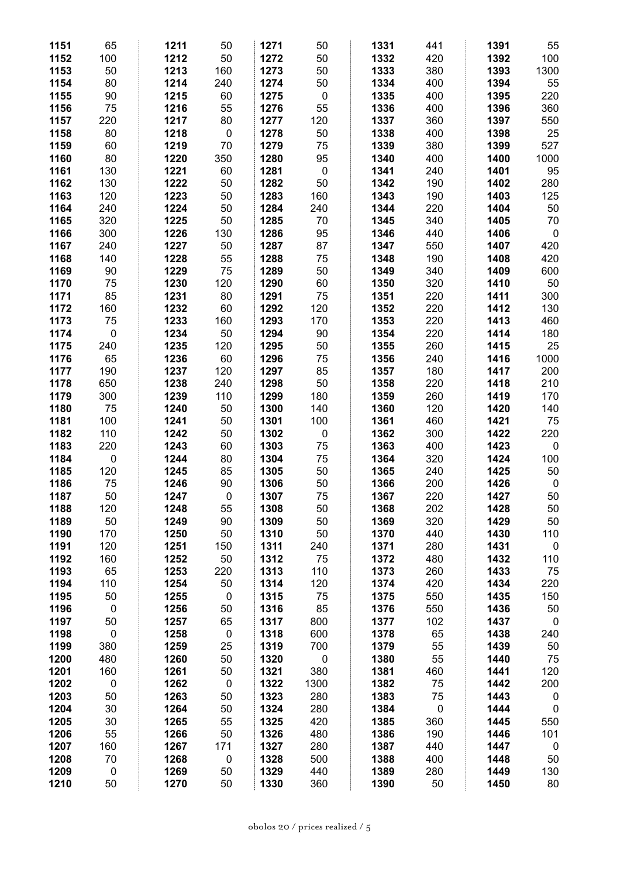| Lot | Price | Lot | Price | Lot | Price | Lot | Price | Lot | Price |
|---|---|---|---|---|---|---|---|---|---|
| 1151 | 65 | 1211 | 50 | 1271 | 50 | 1331 | 441 | 1391 | 55 |
| 1152 | 100 | 1212 | 50 | 1272 | 50 | 1332 | 420 | 1392 | 100 |
| 1153 | 50 | 1213 | 160 | 1273 | 50 | 1333 | 380 | 1393 | 1300 |
| 1154 | 80 | 1214 | 240 | 1274 | 50 | 1334 | 400 | 1394 | 55 |
| 1155 | 90 | 1215 | 60 | 1275 | 0 | 1335 | 400 | 1395 | 220 |
| 1156 | 75 | 1216 | 55 | 1276 | 55 | 1336 | 400 | 1396 | 360 |
| 1157 | 220 | 1217 | 80 | 1277 | 120 | 1337 | 360 | 1397 | 550 |
| 1158 | 80 | 1218 | 0 | 1278 | 50 | 1338 | 400 | 1398 | 25 |
| 1159 | 60 | 1219 | 70 | 1279 | 75 | 1339 | 380 | 1399 | 527 |
| 1160 | 80 | 1220 | 350 | 1280 | 95 | 1340 | 400 | 1400 | 1000 |
| 1161 | 130 | 1221 | 60 | 1281 | 0 | 1341 | 240 | 1401 | 95 |
| 1162 | 130 | 1222 | 50 | 1282 | 50 | 1342 | 190 | 1402 | 280 |
| 1163 | 120 | 1223 | 50 | 1283 | 160 | 1343 | 190 | 1403 | 125 |
| 1164 | 240 | 1224 | 50 | 1284 | 240 | 1344 | 220 | 1404 | 50 |
| 1165 | 320 | 1225 | 50 | 1285 | 70 | 1345 | 340 | 1405 | 70 |
| 1166 | 300 | 1226 | 130 | 1286 | 95 | 1346 | 440 | 1406 | 0 |
| 1167 | 240 | 1227 | 50 | 1287 | 87 | 1347 | 550 | 1407 | 420 |
| 1168 | 140 | 1228 | 55 | 1288 | 75 | 1348 | 190 | 1408 | 420 |
| 1169 | 90 | 1229 | 75 | 1289 | 50 | 1349 | 340 | 1409 | 600 |
| 1170 | 75 | 1230 | 120 | 1290 | 60 | 1350 | 320 | 1410 | 50 |
| 1171 | 85 | 1231 | 80 | 1291 | 75 | 1351 | 220 | 1411 | 300 |
| 1172 | 160 | 1232 | 60 | 1292 | 120 | 1352 | 220 | 1412 | 130 |
| 1173 | 75 | 1233 | 160 | 1293 | 170 | 1353 | 220 | 1413 | 460 |
| 1174 | 0 | 1234 | 50 | 1294 | 90 | 1354 | 220 | 1414 | 180 |
| 1175 | 240 | 1235 | 120 | 1295 | 50 | 1355 | 260 | 1415 | 25 |
| 1176 | 65 | 1236 | 60 | 1296 | 75 | 1356 | 240 | 1416 | 1000 |
| 1177 | 190 | 1237 | 120 | 1297 | 85 | 1357 | 180 | 1417 | 200 |
| 1178 | 650 | 1238 | 240 | 1298 | 50 | 1358 | 220 | 1418 | 210 |
| 1179 | 300 | 1239 | 110 | 1299 | 180 | 1359 | 260 | 1419 | 170 |
| 1180 | 75 | 1240 | 50 | 1300 | 140 | 1360 | 120 | 1420 | 140 |
| 1181 | 100 | 1241 | 50 | 1301 | 100 | 1361 | 460 | 1421 | 75 |
| 1182 | 110 | 1242 | 50 | 1302 | 0 | 1362 | 300 | 1422 | 220 |
| 1183 | 220 | 1243 | 60 | 1303 | 75 | 1363 | 400 | 1423 | 0 |
| 1184 | 0 | 1244 | 80 | 1304 | 75 | 1364 | 320 | 1424 | 100 |
| 1185 | 120 | 1245 | 85 | 1305 | 50 | 1365 | 240 | 1425 | 50 |
| 1186 | 75 | 1246 | 90 | 1306 | 50 | 1366 | 200 | 1426 | 0 |
| 1187 | 50 | 1247 | 0 | 1307 | 75 | 1367 | 220 | 1427 | 50 |
| 1188 | 120 | 1248 | 55 | 1308 | 50 | 1368 | 202 | 1428 | 50 |
| 1189 | 50 | 1249 | 90 | 1309 | 50 | 1369 | 320 | 1429 | 50 |
| 1190 | 170 | 1250 | 50 | 1310 | 50 | 1370 | 440 | 1430 | 110 |
| 1191 | 120 | 1251 | 150 | 1311 | 240 | 1371 | 280 | 1431 | 0 |
| 1192 | 160 | 1252 | 50 | 1312 | 75 | 1372 | 480 | 1432 | 110 |
| 1193 | 65 | 1253 | 220 | 1313 | 110 | 1373 | 260 | 1433 | 75 |
| 1194 | 110 | 1254 | 50 | 1314 | 120 | 1374 | 420 | 1434 | 220 |
| 1195 | 50 | 1255 | 0 | 1315 | 75 | 1375 | 550 | 1435 | 150 |
| 1196 | 0 | 1256 | 50 | 1316 | 85 | 1376 | 550 | 1436 | 50 |
| 1197 | 50 | 1257 | 65 | 1317 | 800 | 1377 | 102 | 1437 | 0 |
| 1198 | 0 | 1258 | 0 | 1318 | 600 | 1378 | 65 | 1438 | 240 |
| 1199 | 380 | 1259 | 25 | 1319 | 700 | 1379 | 55 | 1439 | 50 |
| 1200 | 480 | 1260 | 50 | 1320 | 0 | 1380 | 55 | 1440 | 75 |
| 1201 | 160 | 1261 | 50 | 1321 | 380 | 1381 | 460 | 1441 | 120 |
| 1202 | 0 | 1262 | 0 | 1322 | 1300 | 1382 | 75 | 1442 | 200 |
| 1203 | 50 | 1263 | 50 | 1323 | 280 | 1383 | 75 | 1443 | 0 |
| 1204 | 30 | 1264 | 50 | 1324 | 280 | 1384 | 0 | 1444 | 0 |
| 1205 | 30 | 1265 | 55 | 1325 | 420 | 1385 | 360 | 1445 | 550 |
| 1206 | 55 | 1266 | 50 | 1326 | 480 | 1386 | 190 | 1446 | 101 |
| 1207 | 160 | 1267 | 171 | 1327 | 280 | 1387 | 440 | 1447 | 0 |
| 1208 | 70 | 1268 | 0 | 1328 | 500 | 1388 | 400 | 1448 | 50 |
| 1209 | 0 | 1269 | 50 | 1329 | 440 | 1389 | 280 | 1449 | 130 |
| 1210 | 50 | 1270 | 50 | 1330 | 360 | 1390 | 50 | 1450 | 80 |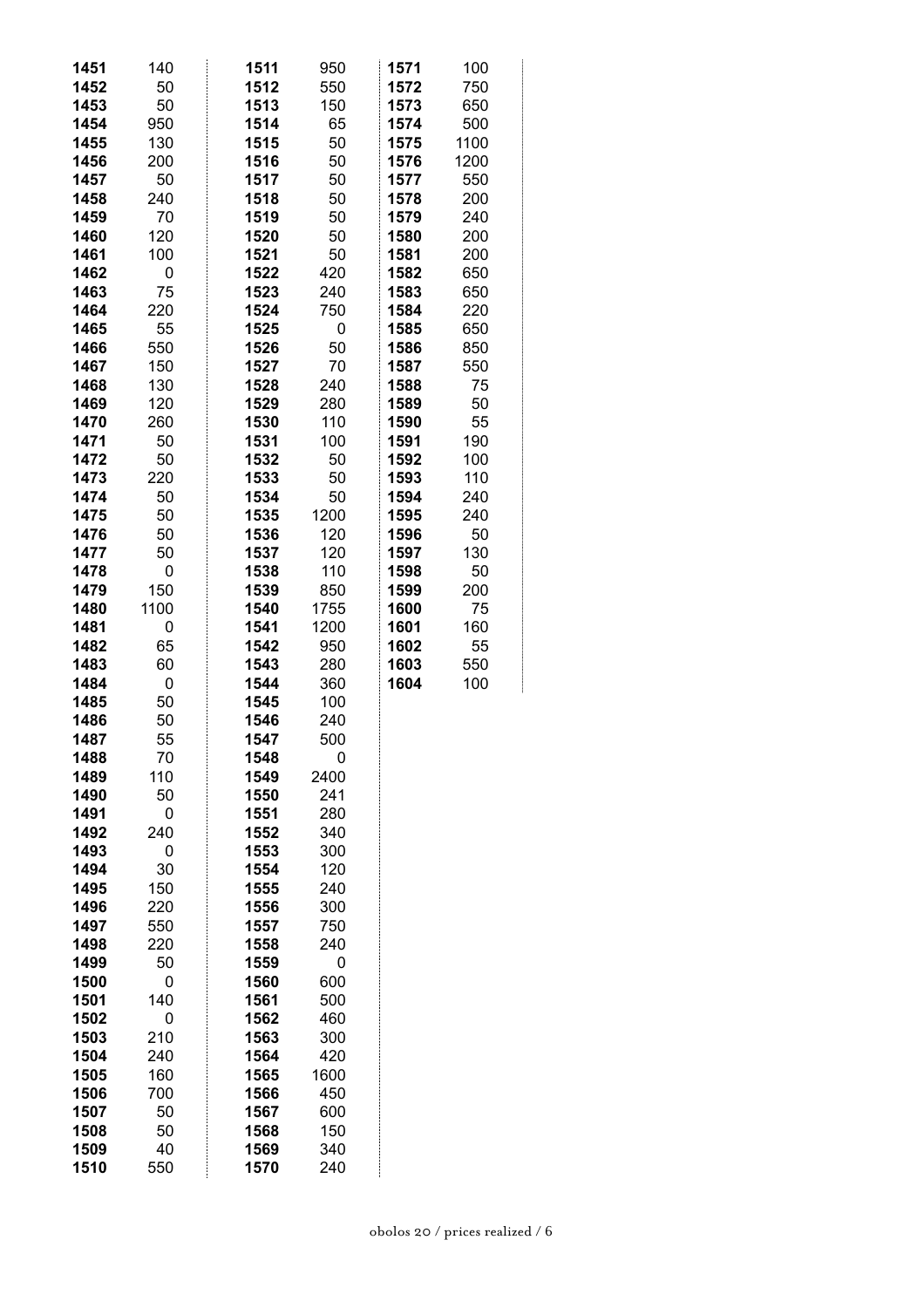| | | | | | |
|---|---|---|---|---|---|
| **1451** | 140 | **1511** | 950 | **1571** | 100 |
| **1452** | 50 | **1512** | 550 | **1572** | 750 |
| **1453** | 50 | **1513** | 150 | **1573** | 650 |
| **1454** | 950 | **1514** | 65 | **1574** | 500 |
| **1455** | 130 | **1515** | 50 | **1575** | 1100 |
| **1456** | 200 | **1516** | 50 | **1576** | 1200 |
| **1457** | 50 | **1517** | 50 | **1577** | 550 |
| **1458** | 240 | **1518** | 50 | **1578** | 200 |
| **1459** | 70 | **1519** | 50 | **1579** | 240 |
| **1460** | 120 | **1520** | 50 | **1580** | 200 |
| **1461** | 100 | **1521** | 50 | **1581** | 200 |
| **1462** | 0 | **1522** | 420 | **1582** | 650 |
| **1463** | 75 | **1523** | 240 | **1583** | 650 |
| **1464** | 220 | **1524** | 750 | **1584** | 220 |
| **1465** | 55 | **1525** | 0 | **1585** | 650 |
| **1466** | 550 | **1526** | 50 | **1586** | 850 |
| **1467** | 150 | **1527** | 70 | **1587** | 550 |
| **1468** | 130 | **1528** | 240 | **1588** | 75 |
| **1469** | 120 | **1529** | 280 | **1589** | 50 |
| **1470** | 260 | **1530** | 110 | **1590** | 55 |
| **1471** | 50 | **1531** | 100 | **1591** | 190 |
| **1472** | 50 | **1532** | 50 | **1592** | 100 |
| **1473** | 220 | **1533** | 50 | **1593** | 110 |
| **1474** | 50 | **1534** | 50 | **1594** | 240 |
| **1475** | 50 | **1535** | 1200 | **1595** | 240 |
| **1476** | 50 | **1536** | 120 | **1596** | 50 |
| **1477** | 50 | **1537** | 120 | **1597** | 130 |
| **1478** | 0 | **1538** | 110 | **1598** | 50 |
| **1479** | 150 | **1539** | 850 | **1599** | 200 |
| **1480** | 1100 | **1540** | 1755 | **1600** | 75 |
| **1481** | 0 | **1541** | 1200 | **1601** | 160 |
| **1482** | 65 | **1542** | 950 | **1602** | 55 |
| **1483** | 60 | **1543** | 280 | **1603** | 550 |
| **1484** | 0 | **1544** | 360 | **1604** | 100 |
| **1485** | 50 | **1545** | 100 | | |
| **1486** | 50 | **1546** | 240 | | |
| **1487** | 55 | **1547** | 500 | | |
| **1488** | 70 | **1548** | 0 | | |
| **1489** | 110 | **1549** | 2400 | | |
| **1490** | 50 | **1550** | 241 | | |
| **1491** | 0 | **1551** | 280 | | |
| **1492** | 240 | **1552** | 340 | | |
| **1493** | 0 | **1553** | 300 | | |
| **1494** | 30 | **1554** | 120 | | |
| **1495** | 150 | **1555** | 240 | | |
| **1496** | 220 | **1556** | 300 | | |
| **1497** | 550 | **1557** | 750 | | |
| **1498** | 220 | **1558** | 240 | | |
| **1499** | 50 | **1559** | 0 | | |
| **1500** | 0 | **1560** | 600 | | |
| **1501** | 140 | **1561** | 500 | | |
| **1502** | 0 | **1562** | 460 | | |
| **1503** | 210 | **1563** | 300 | | |
| **1504** | 240 | **1564** | 420 | | |
| **1505** | 160 | **1565** | 1600 | | |
| **1506** | 700 | **1566** | 450 | | |
| **1507** | 50 | **1567** | 600 | | |
| **1508** | 50 | **1568** | 150 | | |
| **1509** | 40 | **1569** | 340 | | |
| **1510** | 550 | **1570** | 240 | | |